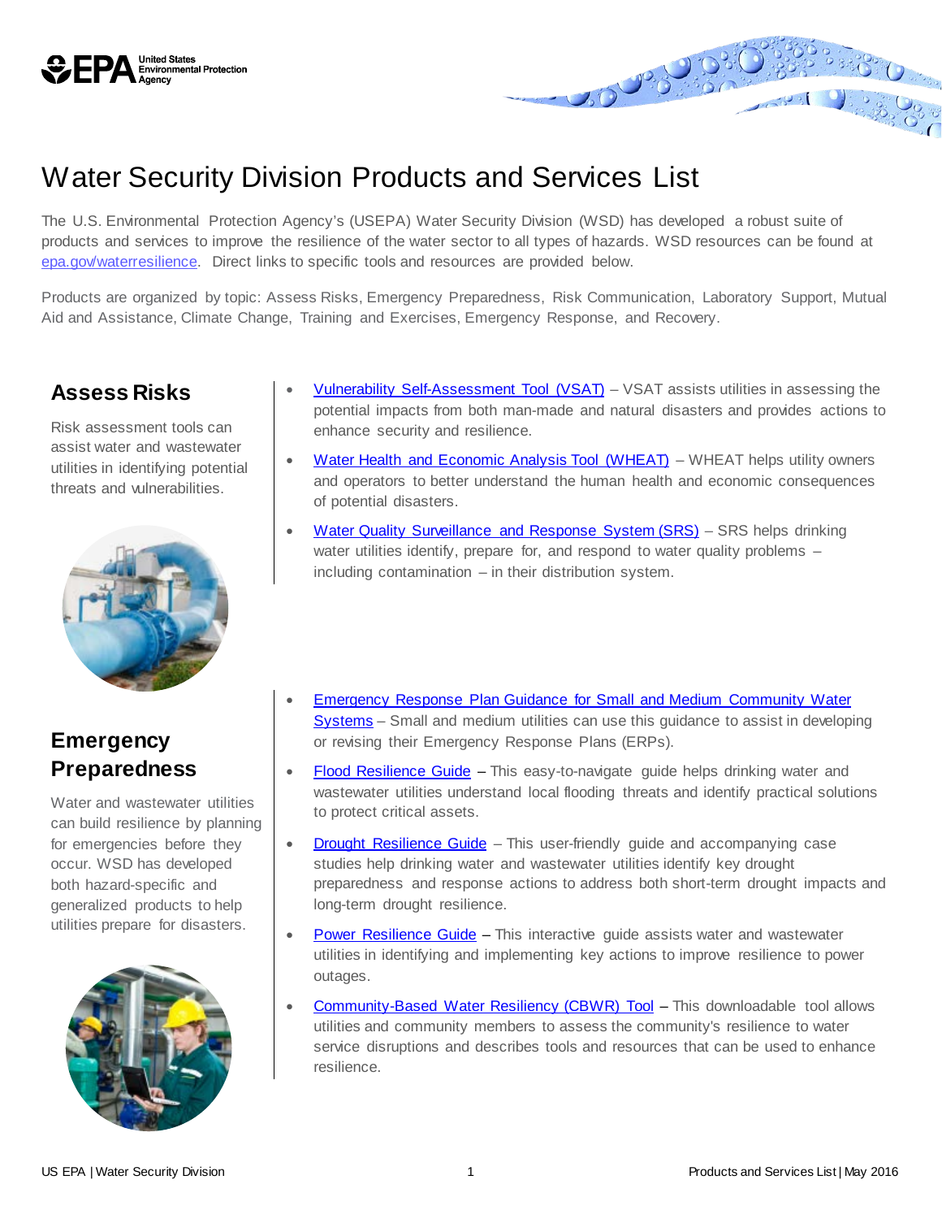# Water Security Division Products and Services List

The U.S. Environmental Protection Agency's (USEPA) Water Security Division (WSD) has developed a robust suite of products and services to improve the resilience of the water sector to all types of hazards. WSD resources can be found at epa.gov/waterresilience. Direct links to specific tools and resources are provided below.

Products are organized by topic: Assess Risks, Emergency Preparedness, Risk Communication, Laboratory Support, Mutual Aid and Assistance, Climate Change, Training and Exercises, Emergency Response, and Recovery.

## Assess Risks

Risk assessment tools can assist water and wastewater utilities in identifying potential threats and vulnerabilities.

- Vulnerability Self-Assessment Tool (VSAT) – VSAT assists utilities in assessing the potential impacts from both man-made and natural disasters and provides actions to enhance security and resilience.
- Water Health and Economic Analysis Tool (WHEAT) – WHEAT helps utility owners and operators to better understand the human health and economic consequences of potential disasters.
- Water Quality Surveillance and Response System (SRS) – SRS helps drinking water utilities identify, prepare for, and respond to water quality problems – including contamination – in their distribution system.

## Emergency Preparedness

Water and wastewater utilities can build resilience by planning for emergencies before they occur. WSD has developed both hazard-specific and generalized products to help utilities prepare for disasters.

- Emergency Response Plan Guidance for Small and Medium Community Water Systems – Small and medium utilities can use this guidance to assist in developing or revising their Emergency Response Plans (ERPs).
- Flood Resilience Guide – This easy-to-navigate guide helps drinking water and wastewater utilities understand local flooding threats and identify practical solutions to protect critical assets.
- Drought Resilience Guide – This user-friendly guide and accompanying case studies help drinking water and wastewater utilities identify key drought preparedness and response actions to address both short-term drought impacts and long-term drought resilience.
- Power Resilience Guide – This interactive guide assists water and wastewater utilities in identifying and implementing key actions to improve resilience to power outages.
- Community-Based Water Resiliency (CBWR) Tool – This downloadable tool allows utilities and community members to assess the community's resilience to water service disruptions and describes tools and resources that can be used to enhance resilience.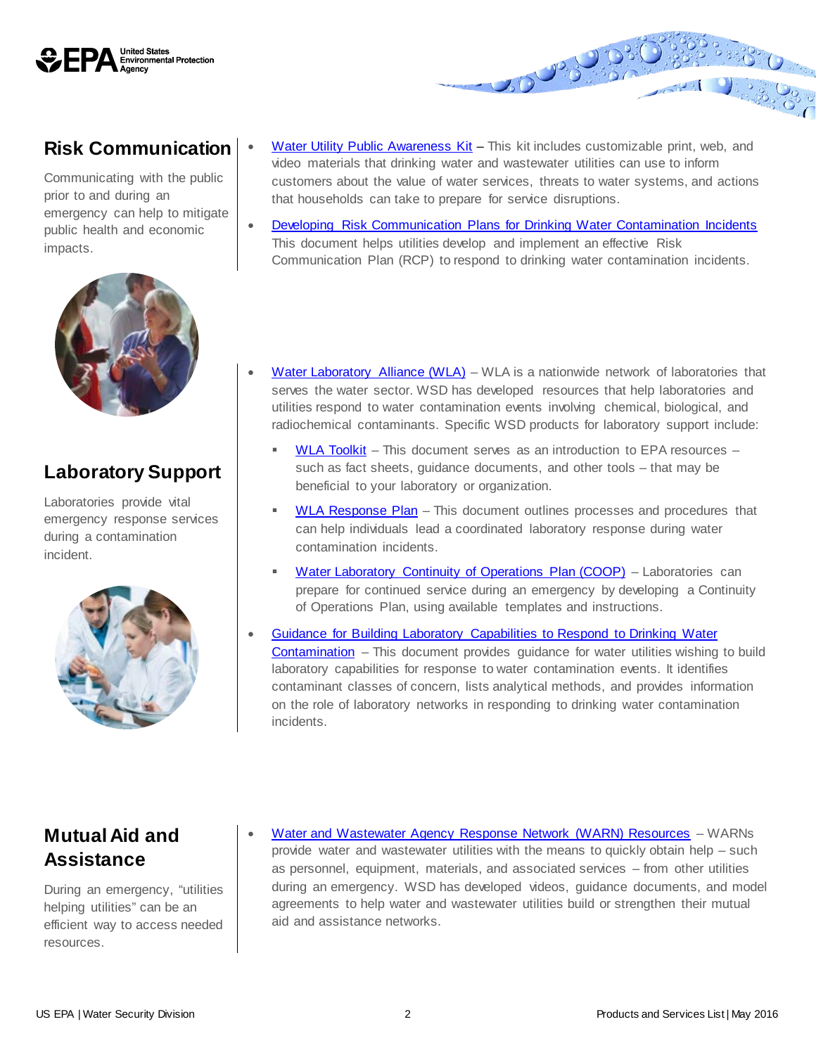## Risk Communication

Communicating with the public prior to and during an emergency can help to mitigate public health and economic impacts.

- Water Utility Public Awareness Kit – This kit includes customizable print, web, and video materials that drinking water and wastewater utilities can use to inform customers about the value of water services, threats to water systems, and actions that households can take to prepare for service disruptions.
- Developing Risk Communication Plans for Drinking Water Contamination Incidents This document helps utilities develop and implement an effective Risk Communication Plan (RCP) to respond to drinking water contamination incidents.

## Laboratory Support

Laboratories provide vital emergency response services during a contamination incident.

- Water Laboratory Alliance (WLA) – WLA is a nationwide network of laboratories that serves the water sector. WSD has developed resources that help laboratories and utilities respond to water contamination events involving chemical, biological, and radiochemical contaminants. Specific WSD products for laboratory support include:
  - WLA Toolkit – This document serves as an introduction to EPA resources – such as fact sheets, guidance documents, and other tools – that may be beneficial to your laboratory or organization.
  - WLA Response Plan – This document outlines processes and procedures that can help individuals lead a coordinated laboratory response during water contamination incidents.
  - Water Laboratory Continuity of Operations Plan (COOP) – Laboratories can prepare for continued service during an emergency by developing a Continuity of Operations Plan, using available templates and instructions.
- Guidance for Building Laboratory Capabilities to Respond to Drinking Water Contamination – This document provides guidance for water utilities wishing to build laboratory capabilities for response to water contamination events. It identifies contaminant classes of concern, lists analytical methods, and provides information on the role of laboratory networks in responding to drinking water contamination incidents.

## Mutual Aid and Assistance

During an emergency, "utilities helping utilities" can be an efficient way to access needed resources.

- Water and Wastewater Agency Response Network (WARN) Resources – WARNs provide water and wastewater utilities with the means to quickly obtain help – such as personnel, equipment, materials, and associated services – from other utilities during an emergency. WSD has developed videos, guidance documents, and model agreements to help water and wastewater utilities build or strengthen their mutual aid and assistance networks.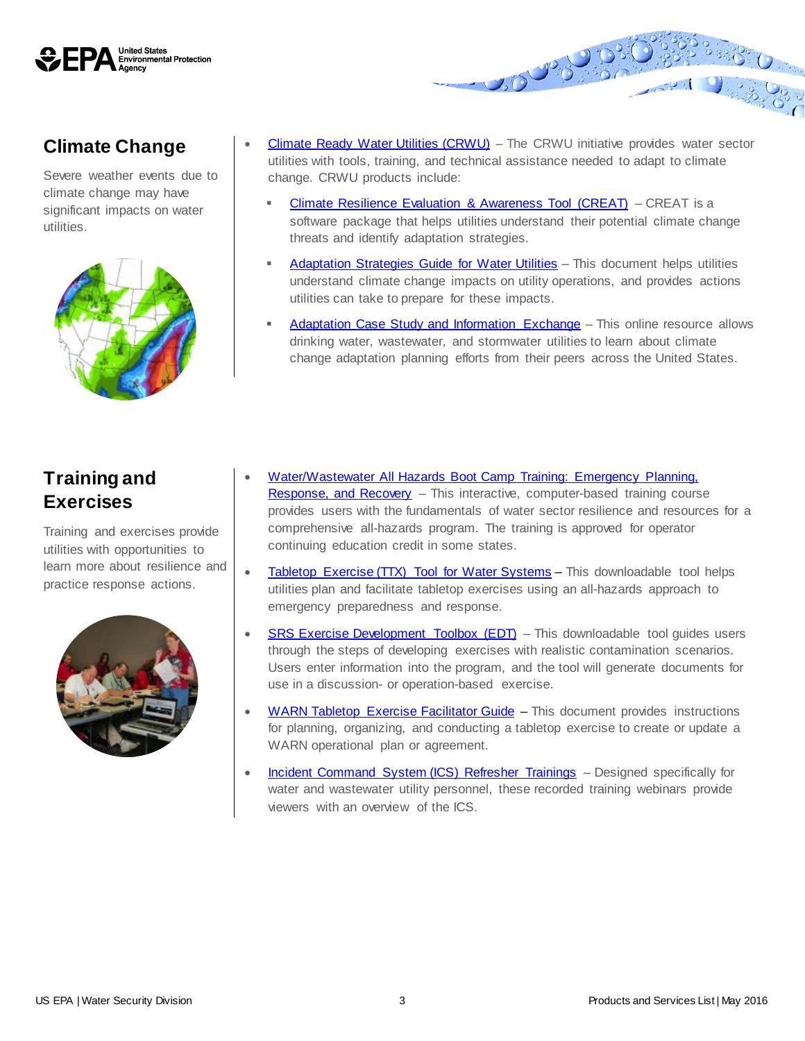## Climate Change

Severe weather events due to climate change may have significant impacts on water utilities.

- Climate Ready Water Utilities (CRWU) – The CRWU initiative provides water sector utilities with tools, training, and technical assistance needed to adapt to climate change. CRWU products include:
  - Climate Resilience Evaluation & Awareness Tool (CREAT) – CREAT is a software package that helps utilities understand their potential climate change threats and identify adaptation strategies.
  - Adaptation Strategies Guide for Water Utilities – This document helps utilities understand climate change impacts on utility operations, and provides actions utilities can take to prepare for these impacts.
  - Adaptation Case Study and Information Exchange – This online resource allows drinking water, wastewater, and stormwater utilities to learn about climate change adaptation planning efforts from their peers across the United States.

## Training and Exercises

Training and exercises provide utilities with opportunities to learn more about resilience and practice response actions.

- Water/Wastewater All Hazards Boot Camp Training: Emergency Planning, Response, and Recovery – This interactive, computer-based training course provides users with the fundamentals of water sector resilience and resources for a comprehensive all-hazards program. The training is approved for operator continuing education credit in some states.
- Tabletop Exercise (TTX) Tool for Water Systems – This downloadable tool helps utilities plan and facilitate tabletop exercises using an all-hazards approach to emergency preparedness and response.
- SRS Exercise Development Toolbox (EDT) – This downloadable tool guides users through the steps of developing exercises with realistic contamination scenarios. Users enter information into the program, and the tool will generate documents for use in a discussion- or operation-based exercise.
- WARN Tabletop Exercise Facilitator Guide – This document provides instructions for planning, organizing, and conducting a tabletop exercise to create or update a WARN operational plan or agreement.
- Incident Command System (ICS) Refresher Trainings – Designed specifically for water and wastewater utility personnel, these recorded training webinars provide viewers with an overview of the ICS.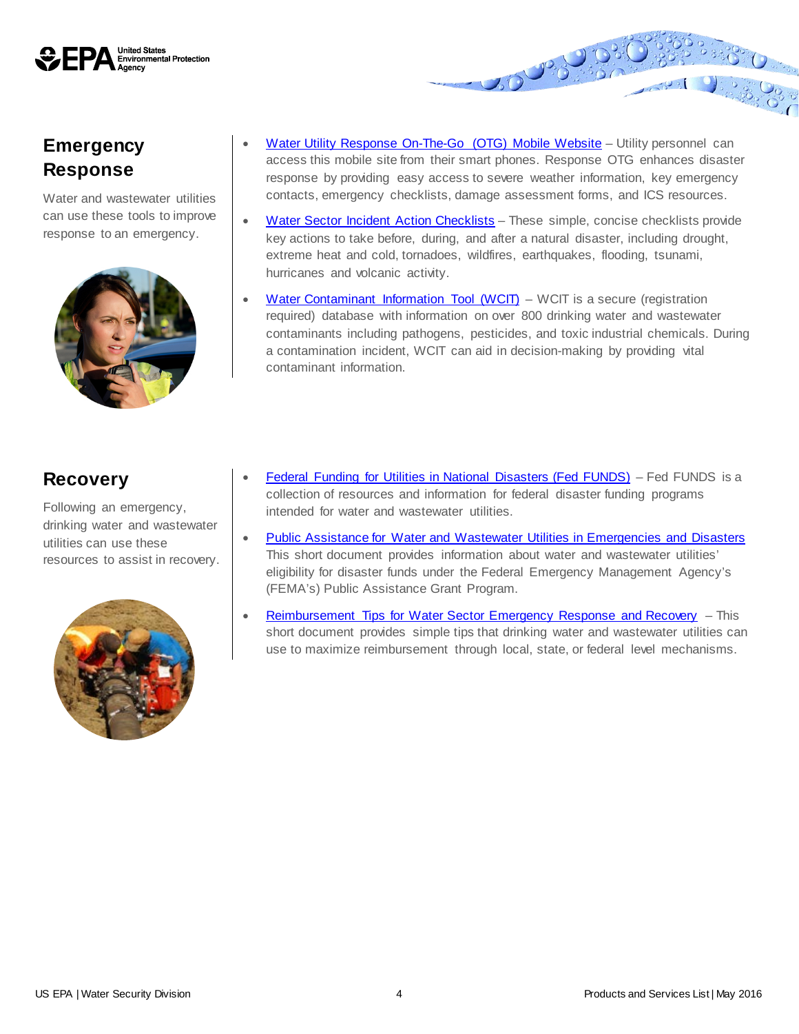## Emergency Response

Water and wastewater utilities can use these tools to improve response to an emergency.

- Water Utility Response On-The-Go (OTG) Mobile Website – Utility personnel can access this mobile site from their smart phones. Response OTG enhances disaster response by providing easy access to severe weather information, key emergency contacts, emergency checklists, damage assessment forms, and ICS resources.
- Water Sector Incident Action Checklists – These simple, concise checklists provide key actions to take before, during, and after a natural disaster, including drought, extreme heat and cold, tornadoes, wildfires, earthquakes, flooding, tsunami, hurricanes and volcanic activity.
- Water Contaminant Information Tool (WCIT) – WCIT is a secure (registration required) database with information on over 800 drinking water and wastewater contaminants including pathogens, pesticides, and toxic industrial chemicals. During a contamination incident, WCIT can aid in decision-making by providing vital contaminant information.

## Recovery

Following an emergency, drinking water and wastewater utilities can use these resources to assist in recovery.

- Federal Funding for Utilities in National Disasters (Fed FUNDS) – Fed FUNDS is a collection of resources and information for federal disaster funding programs intended for water and wastewater utilities.
- Public Assistance for Water and Wastewater Utilities in Emergencies and Disasters This short document provides information about water and wastewater utilities' eligibility for disaster funds under the Federal Emergency Management Agency's (FEMA's) Public Assistance Grant Program.
- Reimbursement Tips for Water Sector Emergency Response and Recovery – This short document provides simple tips that drinking water and wastewater utilities can use to maximize reimbursement through local, state, or federal level mechanisms.